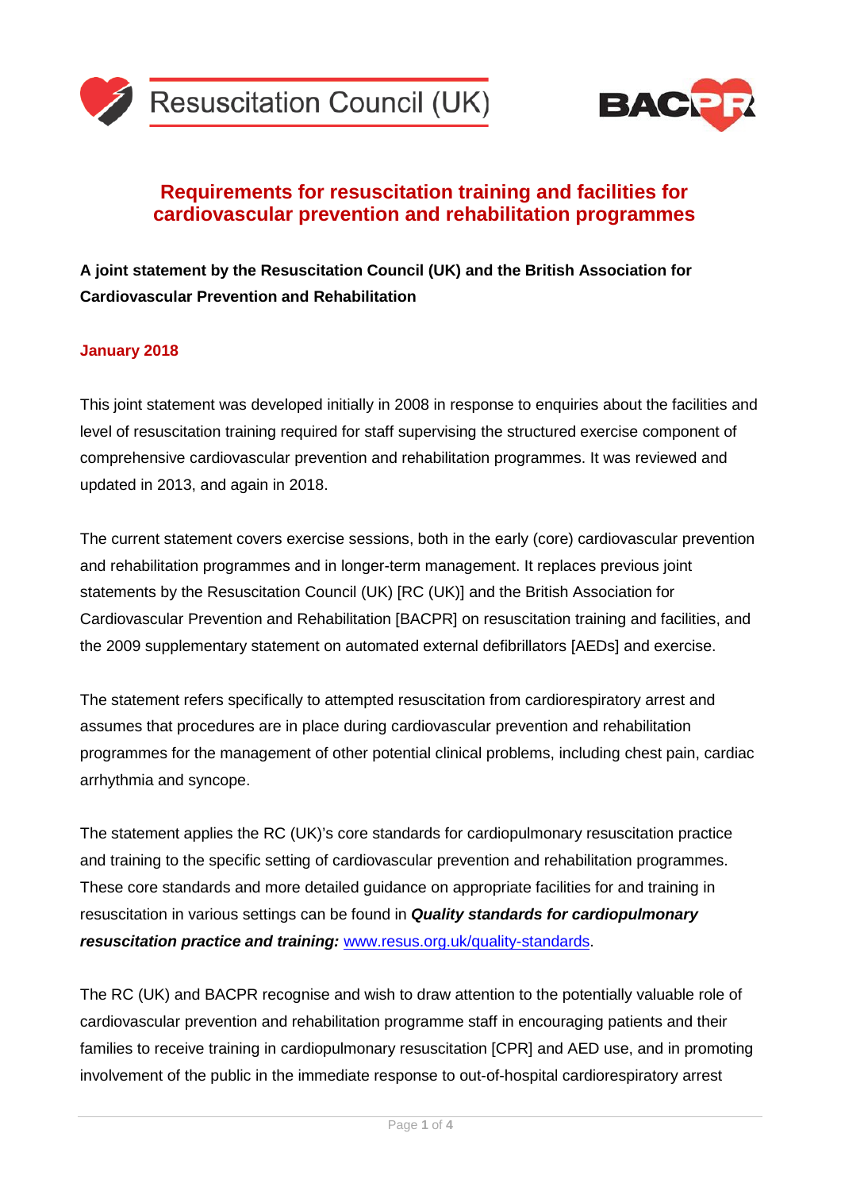Resuscitation Council (UK)

BACPR

# Requirements for resuscitation training and facilities for cardiovascular prevention and rehabilitation programmes

**A joint statement by the Resuscitation Council (UK) and the British Association for Cardiovascular Prevention and Rehabilitation**

**January 2018**

This joint statement was developed initially in 2008 in response to enquiries about the facilities and level of resuscitation training required for staff supervising the structured exercise component of comprehensive cardiovascular prevention and rehabilitation programmes. It was reviewed and updated in 2013, and again in 2018.

The current statement covers exercise sessions, both in the early (core) cardiovascular prevention and rehabilitation programmes and in longer-term management. It replaces previous joint statements by the Resuscitation Council (UK) [RC (UK)] and the British Association for Cardiovascular Prevention and Rehabilitation [BACPR] on resuscitation training and facilities, and the 2009 supplementary statement on automated external defibrillators [AEDs] and exercise.

The statement refers specifically to attempted resuscitation from cardiorespiratory arrest and assumes that procedures are in place during cardiovascular prevention and rehabilitation programmes for the management of other potential clinical problems, including chest pain, cardiac arrhythmia and syncope.

The statement applies the RC (UK)'s core standards for cardiopulmonary resuscitation practice and training to the specific setting of cardiovascular prevention and rehabilitation programmes. These core standards and more detailed guidance on appropriate facilities for and training in resuscitation in various settings can be found in ***Quality standards for cardiopulmonary resuscitation practice and training:*** www.resus.org.uk/quality-standards.

The RC (UK) and BACPR recognise and wish to draw attention to the potentially valuable role of cardiovascular prevention and rehabilitation programme staff in encouraging patients and their families to receive training in cardiopulmonary resuscitation [CPR] and AED use, and in promoting involvement of the public in the immediate response to out-of-hospital cardiorespiratory arrest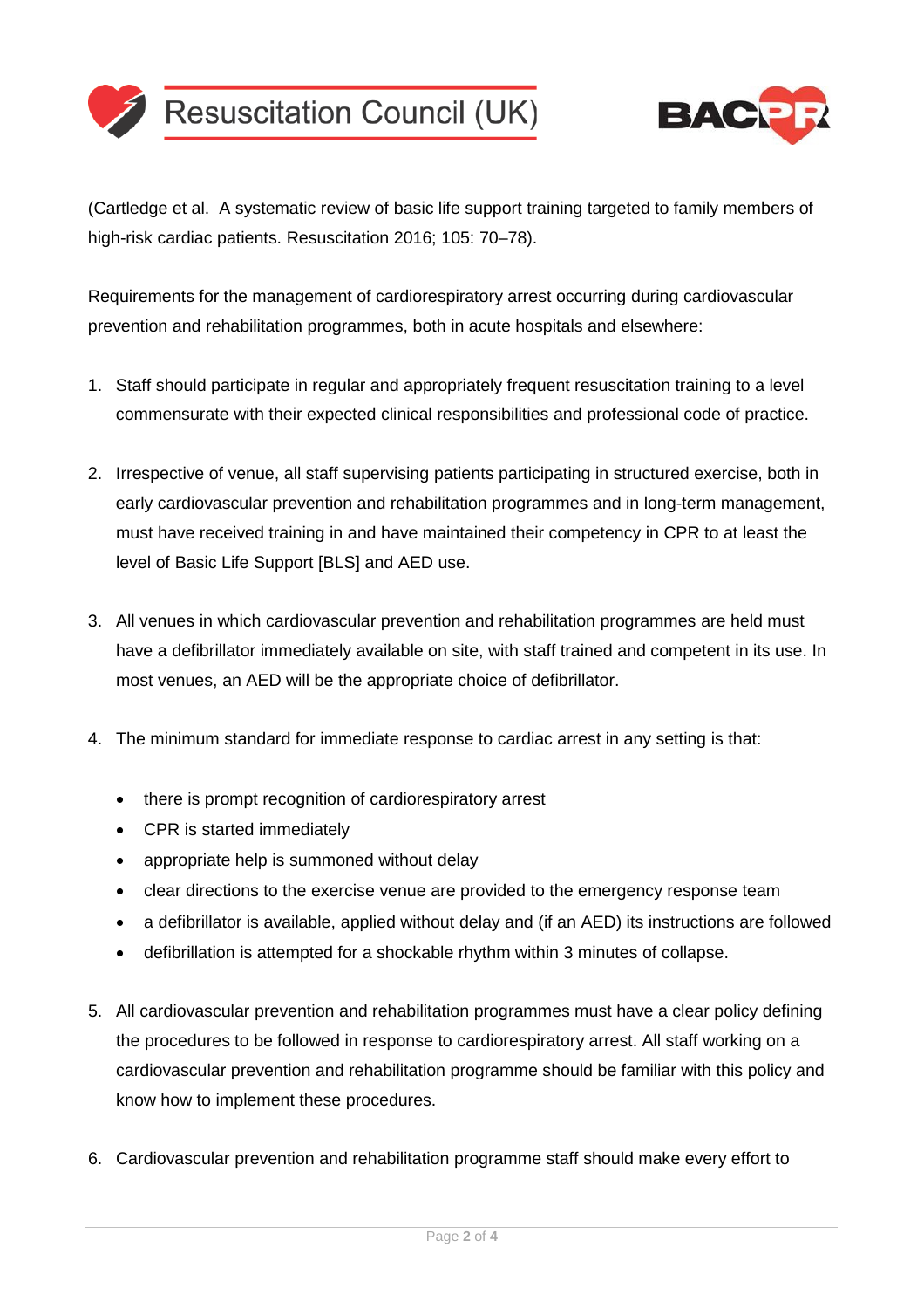(Cartledge et al. A systematic review of basic life support training targeted to family members of high-risk cardiac patients. Resuscitation 2016; 105: 70–78).

Requirements for the management of cardiorespiratory arrest occurring during cardiovascular prevention and rehabilitation programmes, both in acute hospitals and elsewhere:

1. Staff should participate in regular and appropriately frequent resuscitation training to a level commensurate with their expected clinical responsibilities and professional code of practice.

2. Irrespective of venue, all staff supervising patients participating in structured exercise, both in early cardiovascular prevention and rehabilitation programmes and in long-term management, must have received training in and have maintained their competency in CPR to at least the level of Basic Life Support [BLS] and AED use.

3. All venues in which cardiovascular prevention and rehabilitation programmes are held must have a defibrillator immediately available on site, with staff trained and competent in its use. In most venues, an AED will be the appropriate choice of defibrillator.

4. The minimum standard for immediate response to cardiac arrest in any setting is that:

   - there is prompt recognition of cardiorespiratory arrest
   - CPR is started immediately
   - appropriate help is summoned without delay
   - clear directions to the exercise venue are provided to the emergency response team
   - a defibrillator is available, applied without delay and (if an AED) its instructions are followed
   - defibrillation is attempted for a shockable rhythm within 3 minutes of collapse.

5. All cardiovascular prevention and rehabilitation programmes must have a clear policy defining the procedures to be followed in response to cardiorespiratory arrest. All staff working on a cardiovascular prevention and rehabilitation programme should be familiar with this policy and know how to implement these procedures.

6. Cardiovascular prevention and rehabilitation programme staff should make every effort to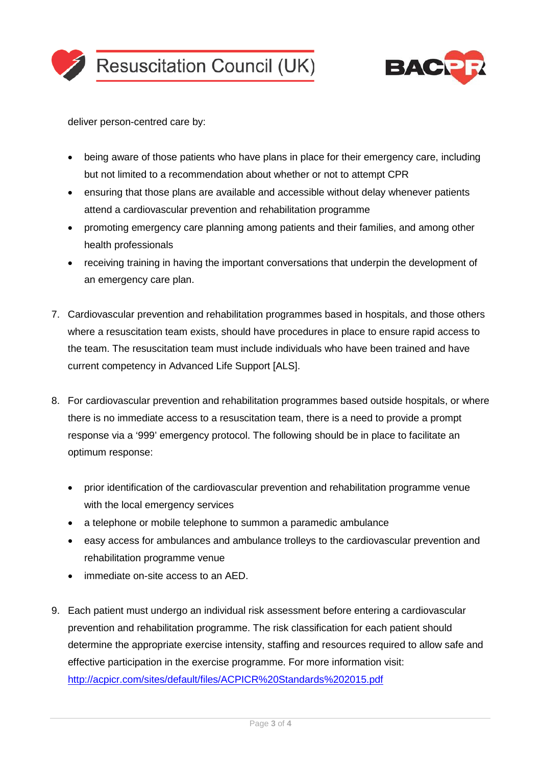deliver person-centred care by:

- being aware of those patients who have plans in place for their emergency care, including but not limited to a recommendation about whether or not to attempt CPR
- ensuring that those plans are available and accessible without delay whenever patients attend a cardiovascular prevention and rehabilitation programme
- promoting emergency care planning among patients and their families, and among other health professionals
- receiving training in having the important conversations that underpin the development of an emergency care plan.

7. Cardiovascular prevention and rehabilitation programmes based in hospitals, and those others where a resuscitation team exists, should have procedures in place to ensure rapid access to the team. The resuscitation team must include individuals who have been trained and have current competency in Advanced Life Support [ALS].

8. For cardiovascular prevention and rehabilitation programmes based outside hospitals, or where there is no immediate access to a resuscitation team, there is a need to provide a prompt response via a '999' emergency protocol. The following should be in place to facilitate an optimum response:

   - prior identification of the cardiovascular prevention and rehabilitation programme venue with the local emergency services
   - a telephone or mobile telephone to summon a paramedic ambulance
   - easy access for ambulances and ambulance trolleys to the cardiovascular prevention and rehabilitation programme venue
   - immediate on-site access to an AED.

9. Each patient must undergo an individual risk assessment before entering a cardiovascular prevention and rehabilitation programme. The risk classification for each patient should determine the appropriate exercise intensity, staffing and resources required to allow safe and effective participation in the exercise programme. For more information visit: http://acpicr.com/sites/default/files/ACPICR%20Standards%202015.pdf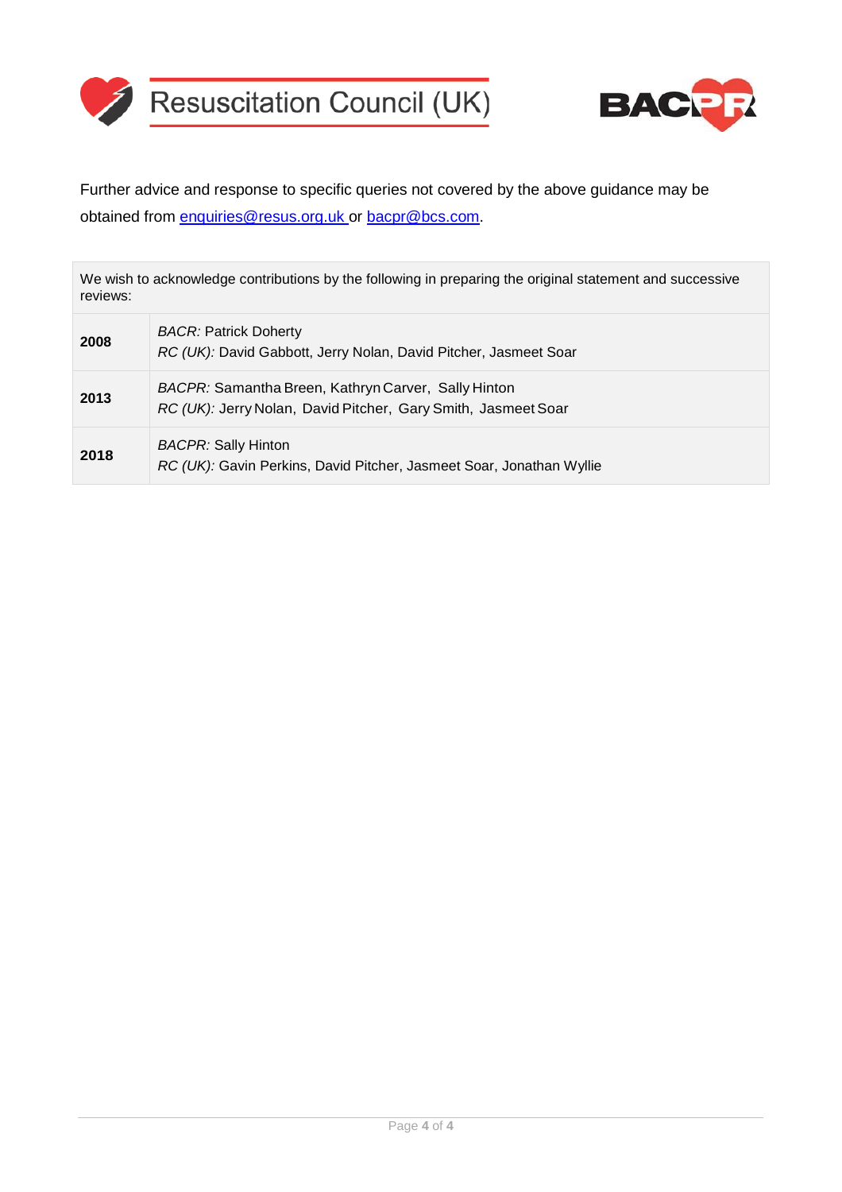Further advice and response to specific queries not covered by the above guidance may be obtained from enquiries@resus.org.uk or bacpr@bcs.com.

| We wish to acknowledge contributions by the following in preparing the original statement and successive reviews: | |
|---|---|
| **2008** | *BACR:* Patrick Doherty<br>*RC (UK):* David Gabbott, Jerry Nolan, David Pitcher, Jasmeet Soar |
| **2013** | *BACPR:* Samantha Breen, Kathryn Carver, Sally Hinton<br>*RC (UK):* Jerry Nolan, David Pitcher, Gary Smith, Jasmeet Soar |
| **2018** | *BACPR:* Sally Hinton<br>*RC (UK):* Gavin Perkins, David Pitcher, Jasmeet Soar, Jonathan Wyllie |